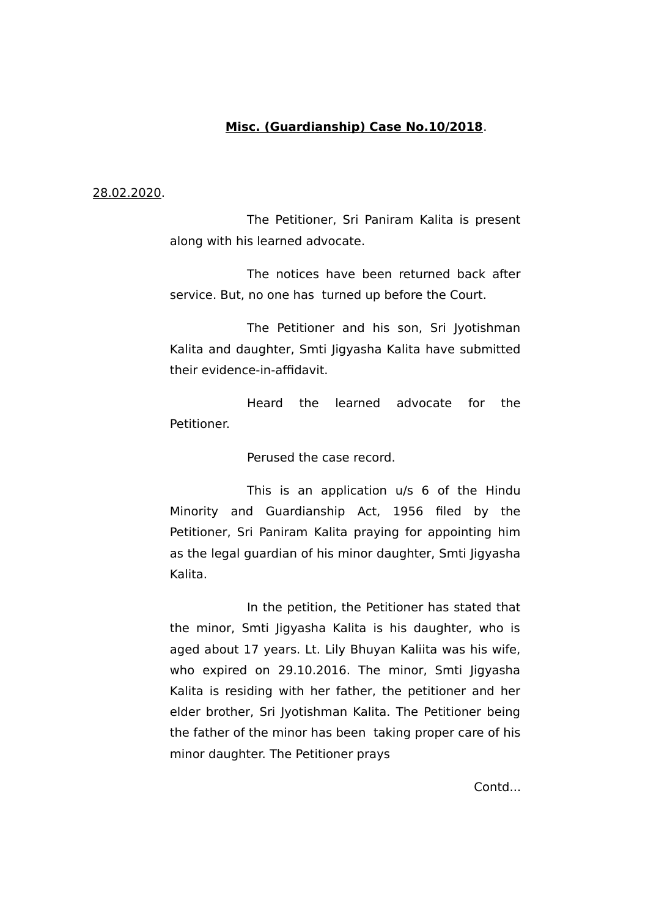**Misc. (Guardianship) Case No.10/2018**.

28.02.2020.

The Petitioner, Sri Paniram Kalita is present along with his learned advocate.

The notices have been returned back after service. But, no one has turned up before the Court.

The Petitioner and his son, Sri Jyotishman Kalita and daughter, Smti Jigyasha Kalita have submitted their evidence-in-affidavit.

Heard the learned advocate for the Petitioner.

Perused the case record.

This is an application u/s 6 of the Hindu Minority and Guardianship Act, 1956 filed by the Petitioner, Sri Paniram Kalita praying for appointing him as the legal guardian of his minor daughter, Smti Jigyasha Kalita.

In the petition, the Petitioner has stated that the minor, Smti Jigyasha Kalita is his daughter, who is aged about 17 years. Lt. Lily Bhuyan Kaliita was his wife, who expired on 29.10.2016. The minor, Smti Jigyasha Kalita is residing with her father, the petitioner and her elder brother, Sri Jyotishman Kalita. The Petitioner being the father of the minor has been taking proper care of his minor daughter. The Petitioner prays

Contd...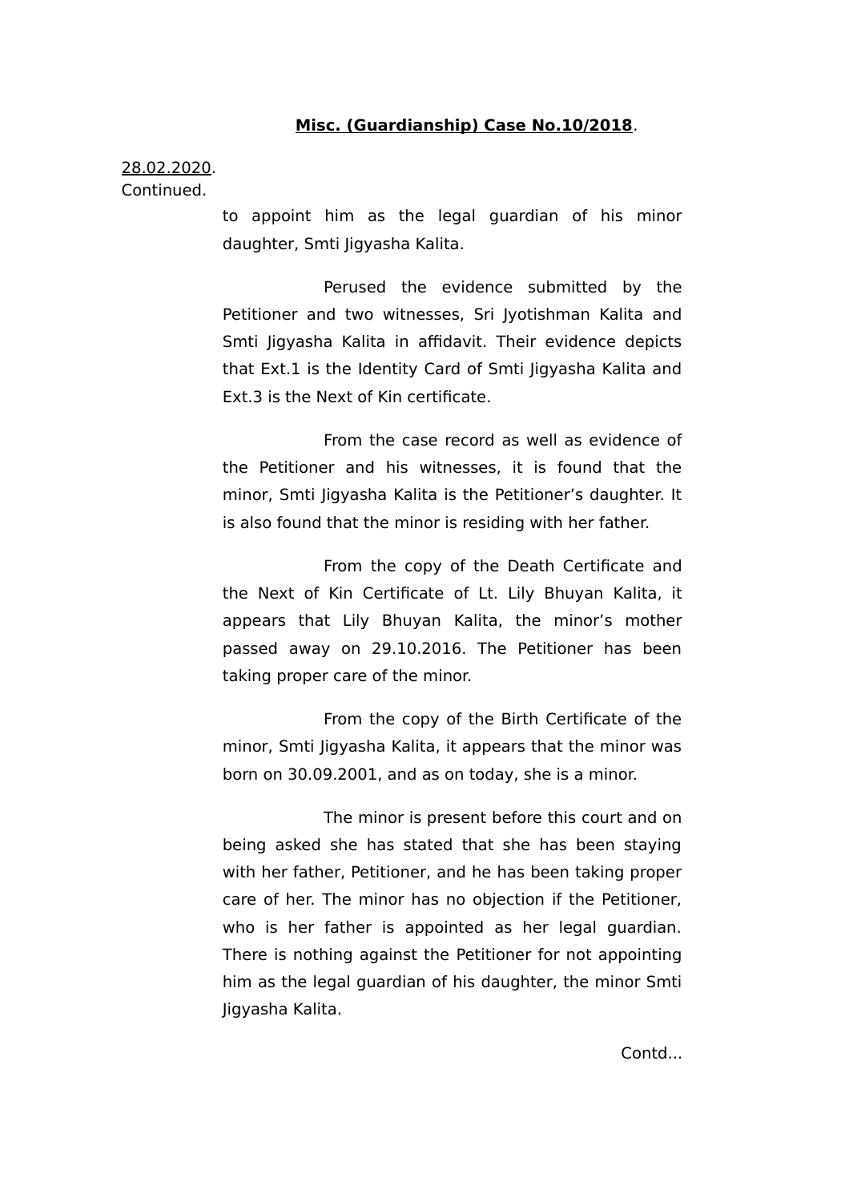**Misc. (Guardianship) Case No.10/2018**.

28.02.2020.
Continued.

to appoint him as the legal guardian of his minor daughter, Smti Jigyasha Kalita.

Perused the evidence submitted by the Petitioner and two witnesses, Sri Jyotishman Kalita and Smti Jigyasha Kalita in affidavit. Their evidence depicts that Ext.1 is the Identity Card of Smti Jigyasha Kalita and Ext.3 is the Next of Kin certificate.

From the case record as well as evidence of the Petitioner and his witnesses, it is found that the minor, Smti Jigyasha Kalita is the Petitioner's daughter. It is also found that the minor is residing with her father.

From the copy of the Death Certificate and the Next of Kin Certificate of Lt. Lily Bhuyan Kalita, it appears that Lily Bhuyan Kalita, the minor's mother passed away on 29.10.2016. The Petitioner has been taking proper care of the minor.

From the copy of the Birth Certificate of the minor, Smti Jigyasha Kalita, it appears that the minor was born on 30.09.2001, and as on today, she is a minor.

The minor is present before this court and on being asked she has stated that she has been staying with her father, Petitioner, and he has been taking proper care of her. The minor has no objection if the Petitioner, who is her father is appointed as her legal guardian. There is nothing against the Petitioner for not appointing him as the legal guardian of his daughter, the minor Smti Jigyasha Kalita.

Contd...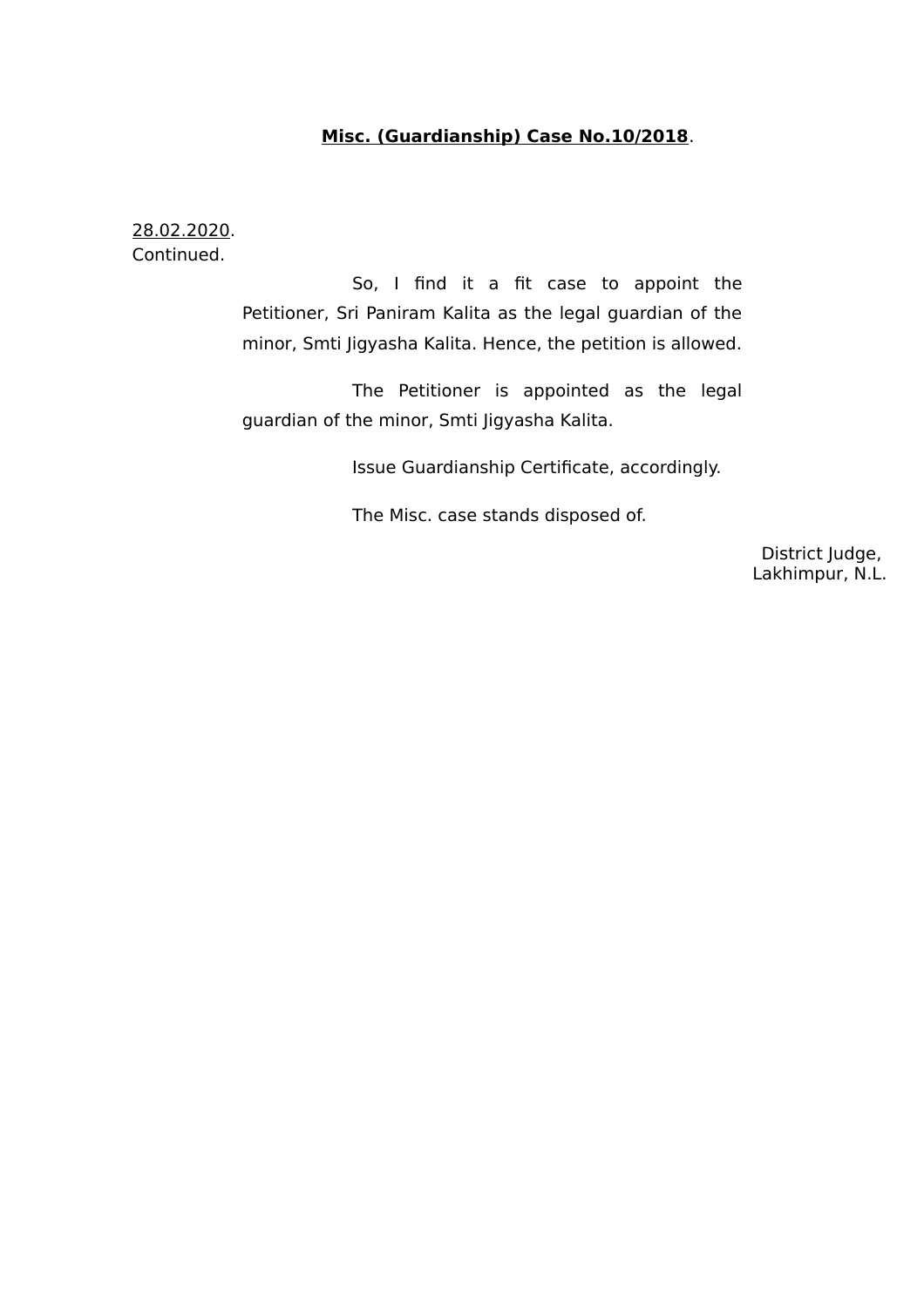**<u>Misc. (Guardianship) Case No.10/2018</u>**.

<u>28.02.2020</u>.
Continued.

So, I find it a fit case to appoint the Petitioner, Sri Paniram Kalita as the legal guardian of the minor, Smti Jigyasha Kalita. Hence, the petition is allowed.

The Petitioner is appointed as the legal guardian of the minor, Smti Jigyasha Kalita.

Issue Guardianship Certificate, accordingly.

The Misc. case stands disposed of.

District Judge,
Lakhimpur, N.L.